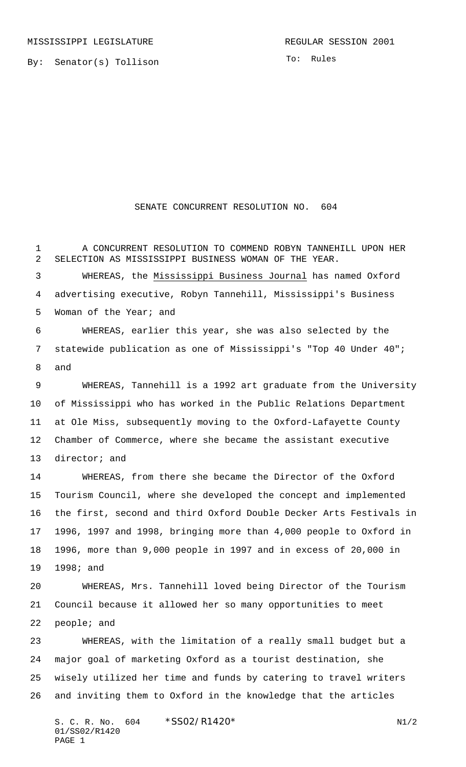MISSISSIPPI LEGISLATURE REGULAR SESSION 2001

By: Senator(s) Tollison

To: Rules

# SENATE CONCURRENT RESOLUTION NO. 604

A CONCURRENT RESOLUTION TO COMMEND ROBYN TANNEHILL UPON HER SELECTION AS MISSISSIPPI BUSINESS WOMAN OF THE YEAR.

WHEREAS, the Mississippi Business Journal has named Oxford advertising executive, Robyn Tannehill, Mississippi's Business Woman of the Year; and

WHEREAS, earlier this year, she was also selected by the statewide publication as one of Mississippi's "Top 40 Under 40"; and

WHEREAS, Tannehill is a 1992 art graduate from the University of Mississippi who has worked in the Public Relations Department at Ole Miss, subsequently moving to the Oxford-Lafayette County Chamber of Commerce, where she became the assistant executive director; and

WHEREAS, from there she became the Director of the Oxford Tourism Council, where she developed the concept and implemented the first, second and third Oxford Double Decker Arts Festivals in 1996, 1997 and 1998, bringing more than 4,000 people to Oxford in 1996, more than 9,000 people in 1997 and in excess of 20,000 in 1998; and

WHEREAS, Mrs. Tannehill loved being Director of the Tourism Council because it allowed her so many opportunities to meet people; and

WHEREAS, with the limitation of a really small budget but a major goal of marketing Oxford as a tourist destination, she wisely utilized her time and funds by catering to travel writers and inviting them to Oxford in the knowledge that the articles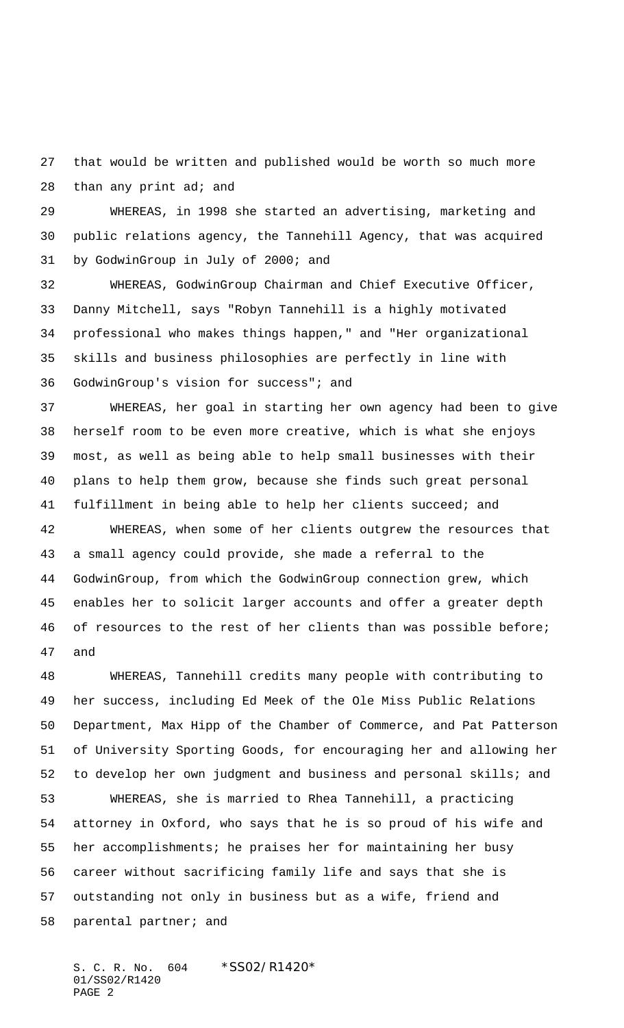that would be written and published would be worth so much more than any print ad; and

WHEREAS, in 1998 she started an advertising, marketing and public relations agency, the Tannehill Agency, that was acquired by GodwinGroup in July of 2000; and

WHEREAS, GodwinGroup Chairman and Chief Executive Officer, Danny Mitchell, says "Robyn Tannehill is a highly motivated professional who makes things happen," and "Her organizational skills and business philosophies are perfectly in line with GodwinGroup's vision for success"; and

WHEREAS, her goal in starting her own agency had been to give herself room to be even more creative, which is what she enjoys most, as well as being able to help small businesses with their plans to help them grow, because she finds such great personal fulfillment in being able to help her clients succeed; and

WHEREAS, when some of her clients outgrew the resources that a small agency could provide, she made a referral to the GodwinGroup, from which the GodwinGroup connection grew, which enables her to solicit larger accounts and offer a greater depth of resources to the rest of her clients than was possible before; and

WHEREAS, Tannehill credits many people with contributing to her success, including Ed Meek of the Ole Miss Public Relations Department, Max Hipp of the Chamber of Commerce, and Pat Patterson of University Sporting Goods, for encouraging her and allowing her to develop her own judgment and business and personal skills; and

WHEREAS, she is married to Rhea Tannehill, a practicing attorney in Oxford, who says that he is so proud of his wife and her accomplishments; he praises her for maintaining her busy career without sacrificing family life and says that she is outstanding not only in business but as a wife, friend and parental partner; and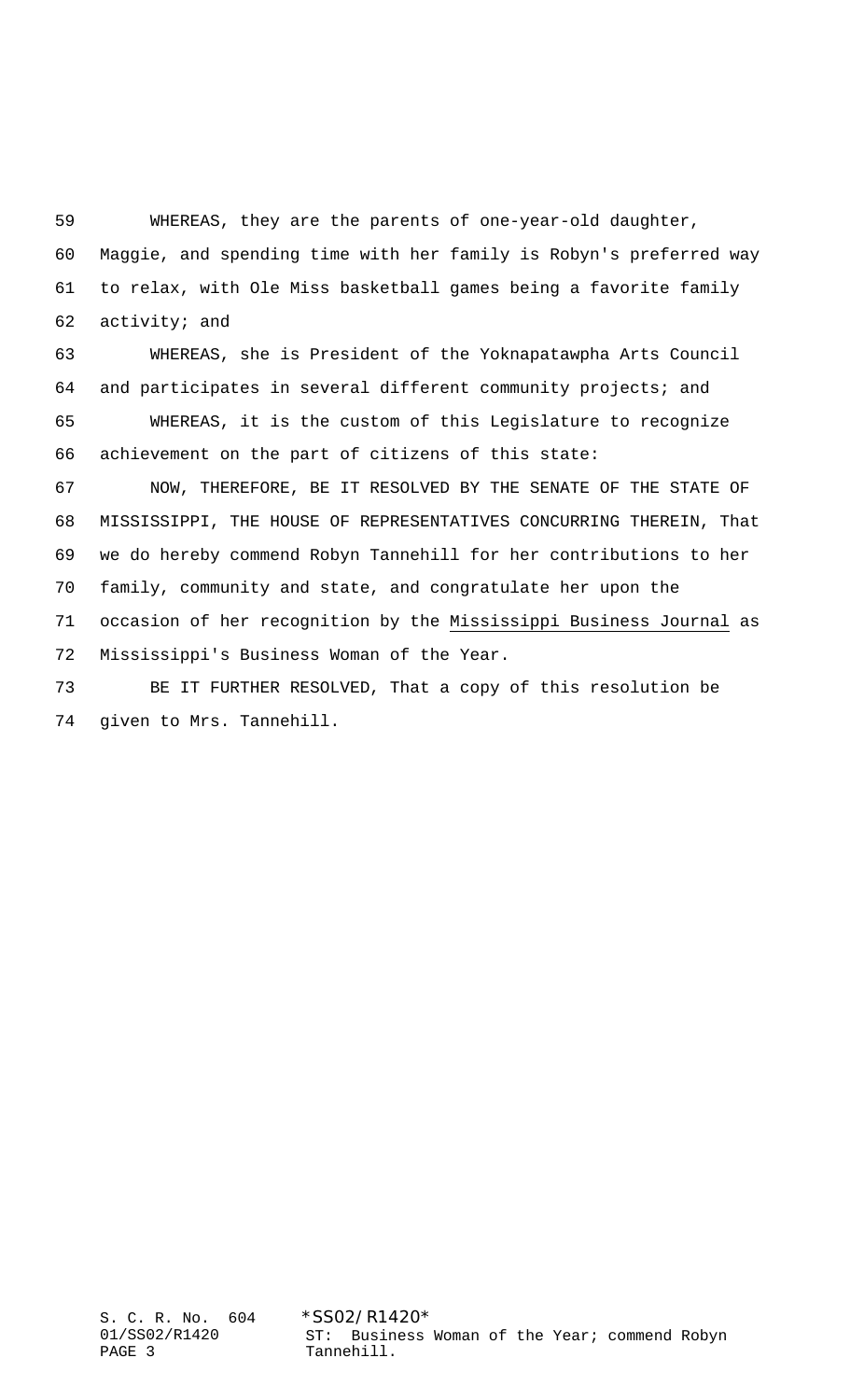WHEREAS, they are the parents of one-year-old daughter, Maggie, and spending time with her family is Robyn's preferred way to relax, with Ole Miss basketball games being a favorite family activity; and

WHEREAS, she is President of the Yoknapatawpha Arts Council and participates in several different community projects; and

WHEREAS, it is the custom of this Legislature to recognize achievement on the part of citizens of this state:

NOW, THEREFORE, BE IT RESOLVED BY THE SENATE OF THE STATE OF MISSISSIPPI, THE HOUSE OF REPRESENTATIVES CONCURRING THEREIN, That we do hereby commend Robyn Tannehill for her contributions to her family, community and state, and congratulate her upon the occasion of her recognition by the Mississippi Business Journal as Mississippi's Business Woman of the Year.

BE IT FURTHER RESOLVED, That a copy of this resolution be given to Mrs. Tannehill.